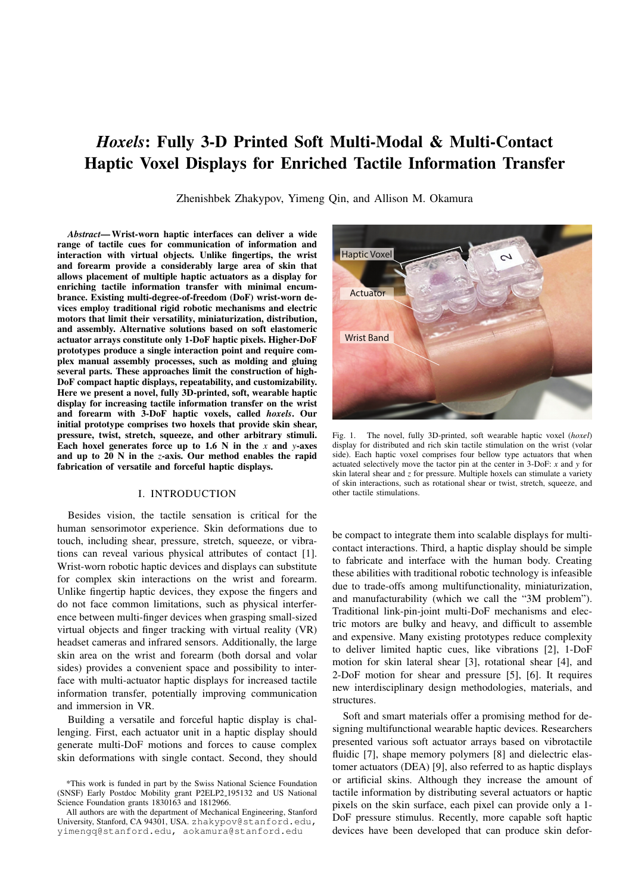# *Hoxels*: Fully 3-D Printed Soft Multi-Modal & Multi-Contact Haptic Voxel Displays for Enriched Tactile Information Transfer

Zhenishbek Zhakypov, Yimeng Qin, and Allison M. Okamura

***Abstract*— Wrist-worn haptic interfaces can deliver a wide range of tactile cues for communication of information and interaction with virtual objects. Unlike fingertips, the wrist and forearm provide a considerably large area of skin that allows placement of multiple haptic actuators as a display for enriching tactile information transfer with minimal encumbrance. Existing multi-degree-of-freedom (DoF) wrist-worn devices employ traditional rigid robotic mechanisms and electric motors that limit their versatility, miniaturization, distribution, and assembly. Alternative solutions based on soft elastomeric actuator arrays constitute only 1-DoF haptic pixels. Higher-DoF prototypes produce a single interaction point and require complex manual assembly processes, such as molding and gluing several parts. These approaches limit the construction of high-DoF compact haptic displays, repeatability, and customizability. Here we present a novel, fully 3D-printed, soft, wearable haptic display for increasing tactile information transfer on the wrist and forearm with 3-DoF haptic voxels, called *hoxels*. Our initial prototype comprises two hoxels that provide skin shear, pressure, twist, stretch, squeeze, and other arbitrary stimuli. Each hoxel generates force up to 1.6 N in the *x* and *y*-axes and up to 20 N in the *z*-axis. Our method enables the rapid fabrication of versatile and forceful haptic displays.**

Fig. 1. The novel, fully 3D-printed, soft wearable haptic voxel (*hoxel*) display for distributed and rich skin tactile stimulation on the wrist (volar side). Each haptic voxel comprises four bellow type actuators that when actuated selectively move the tactor pin at the center in 3-DoF: *x* and *y* for skin lateral shear and *z* for pressure. Multiple hoxels can stimulate a variety of skin interactions, such as rotational shear or twist, stretch, squeeze, and other tactile stimulations.

## I. INTRODUCTION

Besides vision, the tactile sensation is critical for the human sensorimotor experience. Skin deformations due to touch, including shear, pressure, stretch, squeeze, or vibrations can reveal various physical attributes of contact [1]. Wrist-worn robotic haptic devices and displays can substitute for complex skin interactions on the wrist and forearm. Unlike fingertip haptic devices, they expose the fingers and do not face common limitations, such as physical interference between multi-finger devices when grasping small-sized virtual objects and finger tracking with virtual reality (VR) headset cameras and infrared sensors. Additionally, the large skin area on the wrist and forearm (both dorsal and volar sides) provides a convenient space and possibility to interface with multi-actuator haptic displays for increased tactile information transfer, potentially improving communication and immersion in VR.

Building a versatile and forceful haptic display is challenging. First, each actuator unit in a haptic display should generate multi-DoF motions and forces to cause complex skin deformations with single contact. Second, they should be compact to integrate them into scalable displays for multi-contact interactions. Third, a haptic display should be simple to fabricate and interface with the human body. Creating these abilities with traditional robotic technology is infeasible due to trade-offs among multifunctionality, miniaturization, and manufacturability (which we call the "3M problem"). Traditional link-pin-joint multi-DoF mechanisms and electric motors are bulky and heavy, and difficult to assemble and expensive. Many existing prototypes reduce complexity to deliver limited haptic cues, like vibrations [2], 1-DoF motion for skin lateral shear [3], rotational shear [4], and 2-DoF motion for shear and pressure [5], [6]. It requires new interdisciplinary design methodologies, materials, and structures.

Soft and smart materials offer a promising method for designing multifunctional wearable haptic devices. Researchers presented various soft actuator arrays based on vibrotactile fluidic [7], shape memory polymers [8] and dielectric elastomer actuators (DEA) [9], also referred to as haptic displays or artificial skins. Although they increase the amount of tactile information by distributing several actuators or haptic pixels on the skin surface, each pixel can provide only a 1-DoF pressure stimulus. Recently, more capable soft haptic devices have been developed that can produce skin defor-

*This work is funded in part by the Swiss National Science Foundation (SNSF) Early Postdoc Mobility grant P2ELP2_195132 and US National Science Foundation grants 1830163 and 1812966.

All authors are with the department of Mechanical Engineering, Stanford University, Stanford, CA 94301, USA. zhakypov@stanford.edu, yimengq@stanford.edu, aokamura@stanford.edu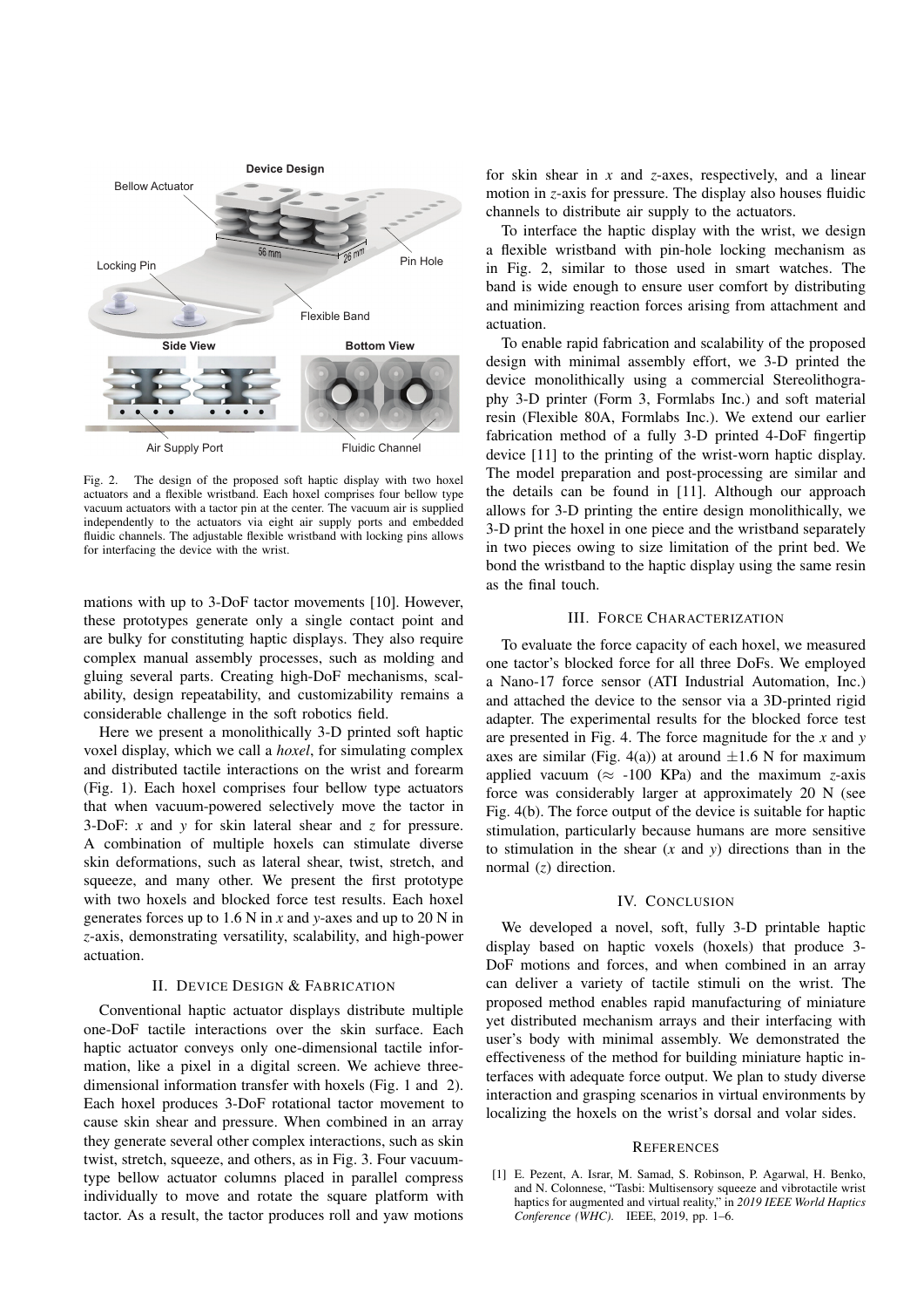Fig. 2. The design of the proposed soft haptic display with two hoxel actuators and a flexible wristband. Each hoxel comprises four bellow type vacuum actuators with a tactor pin at the center. The vacuum air is supplied independently to the actuators via eight air supply ports and embedded fluidic channels. The adjustable flexible wristband with locking pins allows for interfacing the device with the wrist.

mations with up to 3-DoF tactor movements [10]. However, these prototypes generate only a single contact point and are bulky for constituting haptic displays. They also require complex manual assembly processes, such as molding and gluing several parts. Creating high-DoF mechanisms, scalability, design repeatability, and customizability remains a considerable challenge in the soft robotics field.

Here we present a monolithically 3-D printed soft haptic voxel display, which we call a *hoxel*, for simulating complex and distributed tactile interactions on the wrist and forearm (Fig. 1). Each hoxel comprises four bellow type actuators that when vacuum-powered selectively move the tactor in 3-DoF: $x$ and $y$ for skin lateral shear and $z$ for pressure. A combination of multiple hoxels can stimulate diverse skin deformations, such as lateral shear, twist, stretch, and squeeze, and many other. We present the first prototype with two hoxels and blocked force test results. Each hoxel generates forces up to 1.6 N in $x$ and $y$-axes and up to 20 N in $z$-axis, demonstrating versatility, scalability, and high-power actuation.

## II. Device Design & Fabrication

Conventional haptic actuator displays distribute multiple one-DoF tactile interactions over the skin surface. Each haptic actuator conveys only one-dimensional tactile information, like a pixel in a digital screen. We achieve three-dimensional information transfer with hoxels (Fig. 1 and 2). Each hoxel produces 3-DoF rotational tactor movement to cause skin shear and pressure. When combined in an array they generate several other complex interactions, such as skin twist, stretch, squeeze, and others, as in Fig. 3. Four vacuum-type bellow actuator columns placed in parallel compress individually to move and rotate the square platform with tactor. As a result, the tactor produces roll and yaw motions for skin shear in $x$ and $z$-axes, respectively, and a linear motion in $z$-axis for pressure. The display also houses fluidic channels to distribute air supply to the actuators.

To interface the haptic display with the wrist, we design a flexible wristband with pin-hole locking mechanism as in Fig. 2, similar to those used in smart watches. The band is wide enough to ensure user comfort by distributing and minimizing reaction forces arising from attachment and actuation.

To enable rapid fabrication and scalability of the proposed design with minimal assembly effort, we 3-D printed the device monolithically using a commercial Stereolithography 3-D printer (Form 3, Formlabs Inc.) and soft material resin (Flexible 80A, Formlabs Inc.). We extend our earlier fabrication method of a fully 3-D printed 4-DoF fingertip device [11] to the printing of the wrist-worn haptic display. The model preparation and post-processing are similar and the details can be found in [11]. Although our approach allows for 3-D printing the entire design monolithically, we 3-D print the hoxel in one piece and the wristband separately in two pieces owing to size limitation of the print bed. We bond the wristband to the haptic display using the same resin as the final touch.

## III. Force Characterization

To evaluate the force capacity of each hoxel, we measured one tactor's blocked force for all three DoFs. We employed a Nano-17 force sensor (ATI Industrial Automation, Inc.) and attached the device to the sensor via a 3D-printed rigid adapter. The experimental results for the blocked force test are presented in Fig. 4. The force magnitude for the $x$ and $y$ axes are similar (Fig. 4(a)) at around $\pm 1.6$ N for maximum applied vacuum ($\approx$ -100 KPa) and the maximum $z$-axis force was considerably larger at approximately 20 N (see Fig. 4(b). The force output of the device is suitable for haptic stimulation, particularly because humans are more sensitive to stimulation in the shear ($x$ and $y$) directions than in the normal ($z$) direction.

## IV. Conclusion

We developed a novel, soft, fully 3-D printable haptic display based on haptic voxels (hoxels) that produce 3-DoF motions and forces, and when combined in an array can deliver a variety of tactile stimuli on the wrist. The proposed method enables rapid manufacturing of miniature yet distributed mechanism arrays and their interfacing with user's body with minimal assembly. We demonstrated the effectiveness of the method for building miniature haptic interfaces with adequate force output. We plan to study diverse interaction and grasping scenarios in virtual environments by localizing the hoxels on the wrist's dorsal and volar sides.

## References

[1] E. Pezent, A. Israr, M. Samad, S. Robinson, P. Agarwal, H. Benko, and N. Colonnese, "Tasbi: Multisensory squeeze and vibrotactile wrist haptics for augmented and virtual reality," in *2019 IEEE World Haptics Conference (WHC)*. IEEE, 2019, pp. 1–6.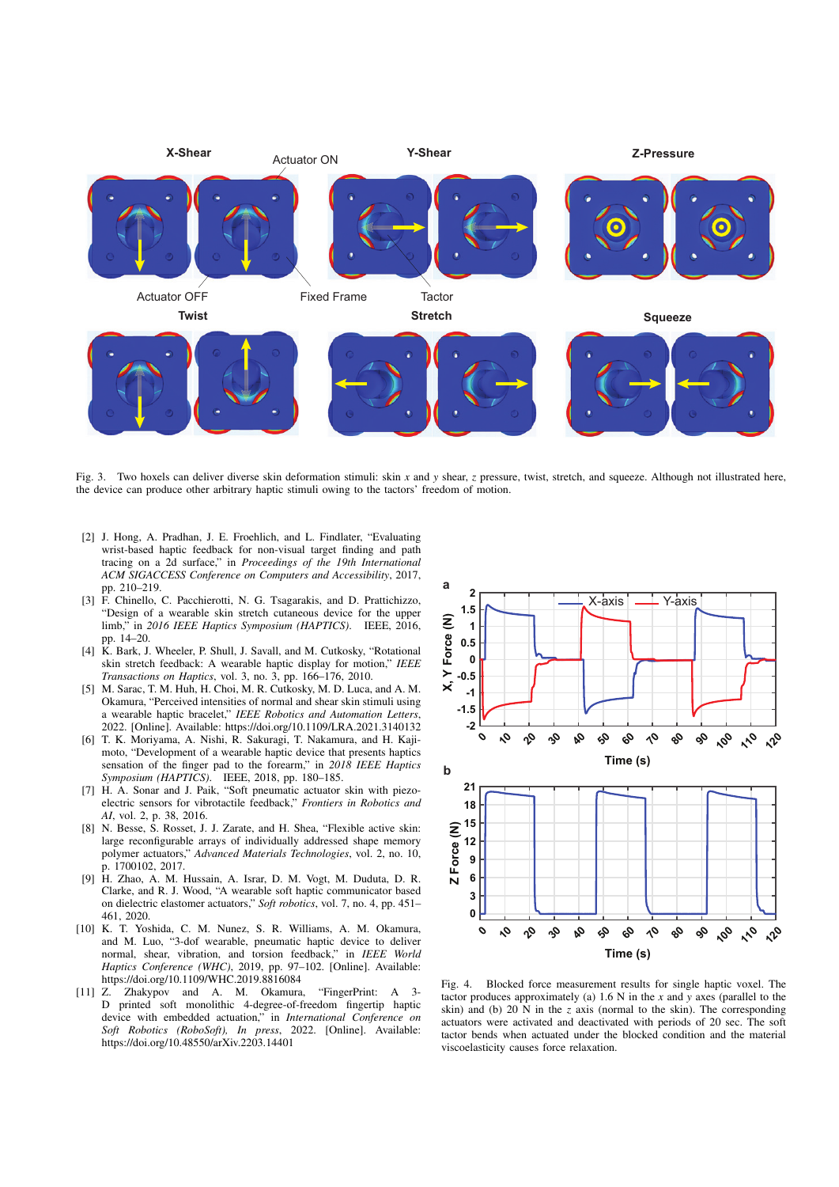X-Shear

Actuator ON

Y-Shear

Z-Pressure

Actuator OFF

Fixed Frame

Tactor

Twist

Stretch

Squeeze

Fig. 3. Two hoxels can deliver diverse skin deformation stimuli: skin $x$ and $y$ shear, $z$ pressure, twist, stretch, and squeeze. Although not illustrated here, the device can produce other arbitrary haptic stimuli owing to the tactors' freedom of motion.

[2] J. Hong, A. Pradhan, J. E. Froehlich, and L. Findlater, "Evaluating wrist-based haptic feedback for non-visual target finding and path tracing on a 2d surface," in *Proceedings of the 19th International ACM SIGACCESS Conference on Computers and Accessibility*, 2017, pp. 210–219.

[3] F. Chinello, C. Pacchierotti, N. G. Tsagarakis, and D. Prattichizzo, "Design of a wearable skin stretch cutaneous device for the upper limb," in *2016 IEEE Haptics Symposium (HAPTICS)*. IEEE, 2016, pp. 14–20.

[4] K. Bark, J. Wheeler, P. Shull, J. Savall, and M. Cutkosky, "Rotational skin stretch feedback: A wearable haptic display for motion," *IEEE Transactions on Haptics*, vol. 3, no. 3, pp. 166–176, 2010.

[5] M. Sarac, T. M. Huh, H. Choi, M. R. Cutkosky, M. D. Luca, and A. M. Okamura, "Perceived intensities of normal and shear skin stimuli using a wearable haptic bracelet," *IEEE Robotics and Automation Letters*, 2022. [Online]. Available: https://doi.org/10.1109/LRA.2021.3140132

[6] T. K. Moriyama, A. Nishi, R. Sakuragi, T. Nakamura, and H. Kajimoto, "Development of a wearable haptic device that presents haptics sensation of the finger pad to the forearm," in *2018 IEEE Haptics Symposium (HAPTICS)*. IEEE, 2018, pp. 180–185.

[7] H. A. Sonar and J. Paik, "Soft pneumatic actuator skin with piezoelectric sensors for vibrotactile feedback," *Frontiers in Robotics and AI*, vol. 2, p. 38, 2016.

[8] N. Besse, S. Rosset, J. J. Zarate, and H. Shea, "Flexible active skin: large reconfigurable arrays of individually addressed shape memory polymer actuators," *Advanced Materials Technologies*, vol. 2, no. 10, p. 1700102, 2017.

[9] H. Zhao, A. M. Hussain, A. Israr, D. M. Vogt, M. Duduta, D. R. Clarke, and R. J. Wood, "A wearable soft haptic communicator based on dielectric elastomer actuators," *Soft robotics*, vol. 7, no. 4, pp. 451–461, 2020.

[10] K. T. Yoshida, C. M. Nunez, S. R. Williams, A. M. Okamura, and M. Luo, "3-dof wearable, pneumatic haptic device to deliver normal, shear, vibration, and torsion feedback," in *IEEE World Haptics Conference (WHC)*, 2019, pp. 97–102. [Online]. Available: https://doi.org/10.1109/WHC.2019.8816084

[11] Z. Zhakypov and A. M. Okamura, "FingerPrint: A 3-D printed soft monolithic 4-degree-of-freedom fingertip haptic device with embedded actuation," in *International Conference on Soft Robotics (RoboSoft), In press*, 2022. [Online]. Available: https://doi.org/10.48550/arXiv.2203.14401

a

X-axis  Y-axis

X, Y Force (N)

2 1.5 1 0.5 0 -0.5 -1 -1.5 -2

0 10 20 30 40 50 60 70 80 90 100 110 120

Time (s)

b

Z Force (N)

21 18 15 12 9 6 3 0

0 10 20 30 40 50 60 70 80 90 100 110 120

Time (s)

Fig. 4. Blocked force measurement results for single haptic voxel. The tactor produces approximately (a) 1.6 N in the $x$ and $y$ axes (parallel to the skin) and (b) 20 N in the $z$ axis (normal to the skin). The corresponding actuators were activated and deactivated with periods of 20 sec. The soft tactor bends when actuated under the blocked condition and the material viscoelasticity causes force relaxation.